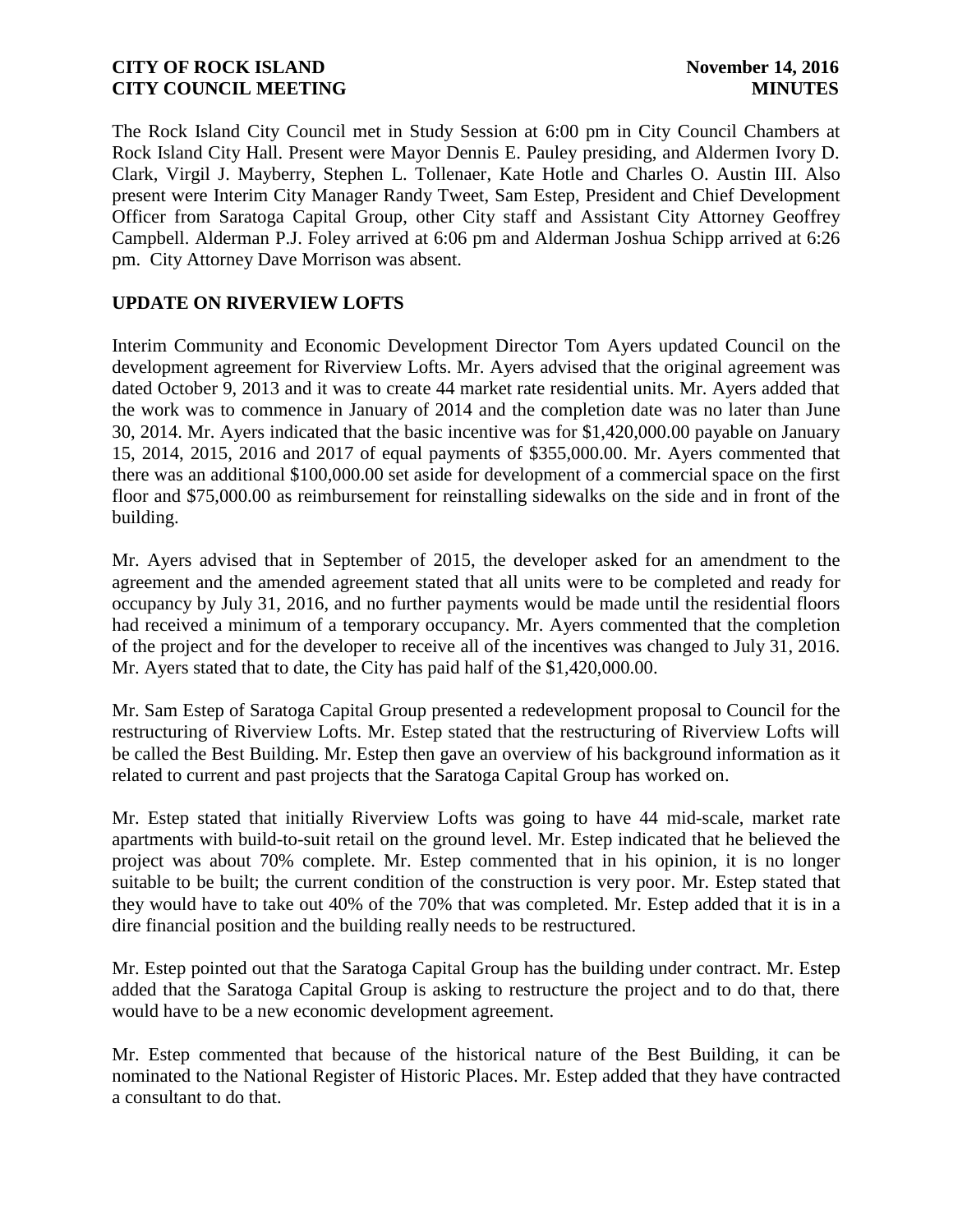**CITY OF ROCK ISLAND** **November 14, 2016**
**CITY COUNCIL MEETING** **MINUTES**

The Rock Island City Council met in Study Session at 6:00 pm in City Council Chambers at Rock Island City Hall. Present were Mayor Dennis E. Pauley presiding, and Aldermen Ivory D. Clark, Virgil J. Mayberry, Stephen L. Tollenaer, Kate Hotle and Charles O. Austin III. Also present were Interim City Manager Randy Tweet, Sam Estep, President and Chief Development Officer from Saratoga Capital Group, other City staff and Assistant City Attorney Geoffrey Campbell. Alderman P.J. Foley arrived at 6:06 pm and Alderman Joshua Schipp arrived at 6:26 pm. City Attorney Dave Morrison was absent.

## UPDATE ON RIVERVIEW LOFTS

Interim Community and Economic Development Director Tom Ayers updated Council on the development agreement for Riverview Lofts. Mr. Ayers advised that the original agreement was dated October 9, 2013 and it was to create 44 market rate residential units. Mr. Ayers added that the work was to commence in January of 2014 and the completion date was no later than June 30, 2014. Mr. Ayers indicated that the basic incentive was for $1,420,000.00 payable on January 15, 2014, 2015, 2016 and 2017 of equal payments of $355,000.00. Mr. Ayers commented that there was an additional $100,000.00 set aside for development of a commercial space on the first floor and $75,000.00 as reimbursement for reinstalling sidewalks on the side and in front of the building.

Mr. Ayers advised that in September of 2015, the developer asked for an amendment to the agreement and the amended agreement stated that all units were to be completed and ready for occupancy by July 31, 2016, and no further payments would be made until the residential floors had received a minimum of a temporary occupancy. Mr. Ayers commented that the completion of the project and for the developer to receive all of the incentives was changed to July 31, 2016. Mr. Ayers stated that to date, the City has paid half of the $1,420,000.00.

Mr. Sam Estep of Saratoga Capital Group presented a redevelopment proposal to Council for the restructuring of Riverview Lofts. Mr. Estep stated that the restructuring of Riverview Lofts will be called the Best Building. Mr. Estep then gave an overview of his background information as it related to current and past projects that the Saratoga Capital Group has worked on.

Mr. Estep stated that initially Riverview Lofts was going to have 44 mid-scale, market rate apartments with build-to-suit retail on the ground level. Mr. Estep indicated that he believed the project was about 70% complete. Mr. Estep commented that in his opinion, it is no longer suitable to be built; the current condition of the construction is very poor. Mr. Estep stated that they would have to take out 40% of the 70% that was completed. Mr. Estep added that it is in a dire financial position and the building really needs to be restructured.

Mr. Estep pointed out that the Saratoga Capital Group has the building under contract. Mr. Estep added that the Saratoga Capital Group is asking to restructure the project and to do that, there would have to be a new economic development agreement.

Mr. Estep commented that because of the historical nature of the Best Building, it can be nominated to the National Register of Historic Places. Mr. Estep added that they have contracted a consultant to do that.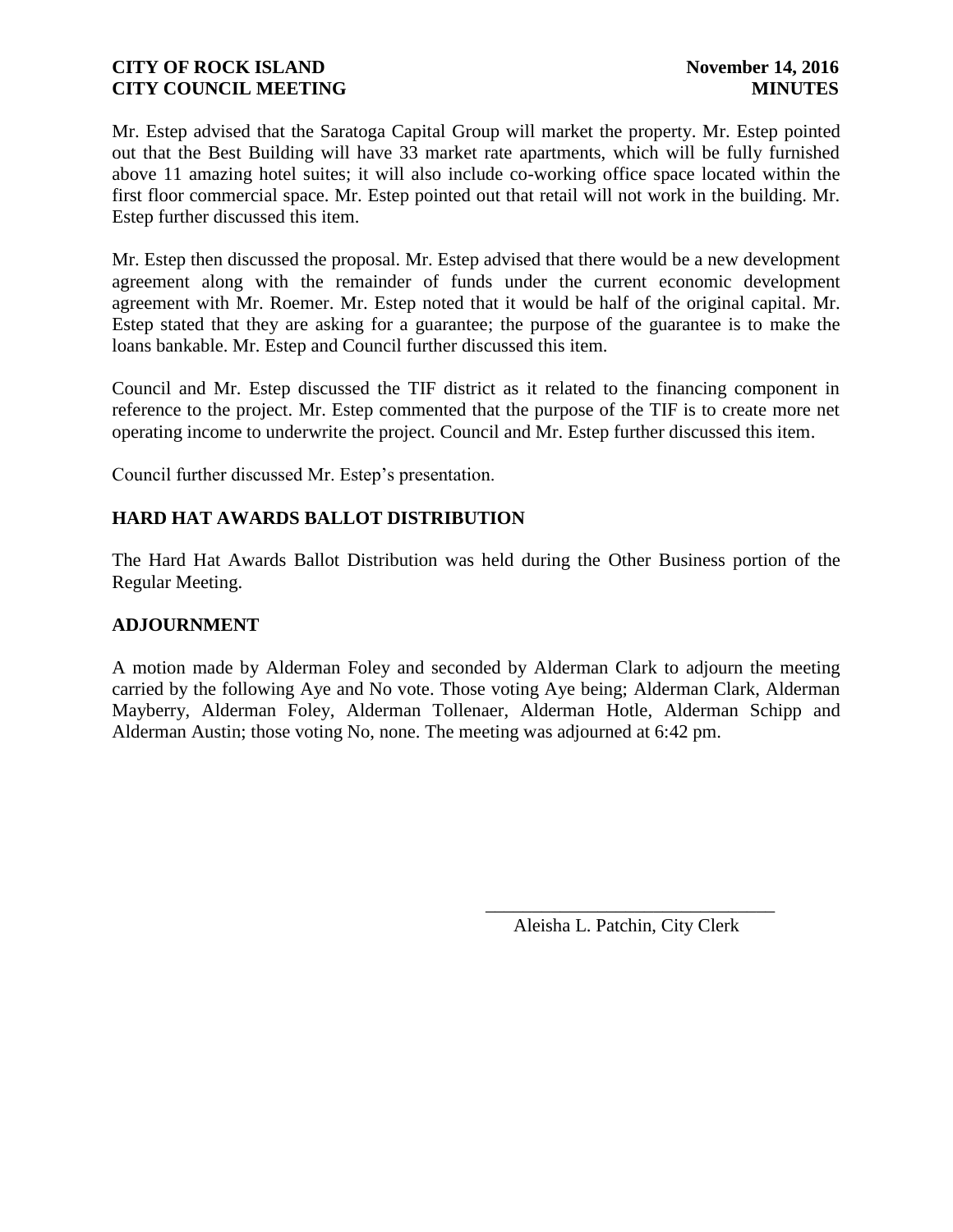Mr. Estep advised that the Saratoga Capital Group will market the property. Mr. Estep pointed out that the Best Building will have 33 market rate apartments, which will be fully furnished above 11 amazing hotel suites; it will also include co-working office space located within the first floor commercial space. Mr. Estep pointed out that retail will not work in the building. Mr. Estep further discussed this item.

Mr. Estep then discussed the proposal. Mr. Estep advised that there would be a new development agreement along with the remainder of funds under the current economic development agreement with Mr. Roemer. Mr. Estep noted that it would be half of the original capital. Mr. Estep stated that they are asking for a guarantee; the purpose of the guarantee is to make the loans bankable. Mr. Estep and Council further discussed this item.

Council and Mr. Estep discussed the TIF district as it related to the financing component in reference to the project. Mr. Estep commented that the purpose of the TIF is to create more net operating income to underwrite the project. Council and Mr. Estep further discussed this item.

Council further discussed Mr. Estep's presentation.

## HARD HAT AWARDS BALLOT DISTRIBUTION

The Hard Hat Awards Ballot Distribution was held during the Other Business portion of the Regular Meeting.

## ADJOURNMENT

A motion made by Alderman Foley and seconded by Alderman Clark to adjourn the meeting carried by the following Aye and No vote. Those voting Aye being; Alderman Clark, Alderman Mayberry, Alderman Foley, Alderman Tollenaer, Alderman Hotle, Alderman Schipp and Alderman Austin; those voting No, none. The meeting was adjourned at 6:42 pm.

\_\_\_\_\_\_\_\_\_\_\_\_\_\_\_\_\_\_\_\_\_\_\_\_\_\_\_\_\_\_\_\_

Aleisha L. Patchin, City Clerk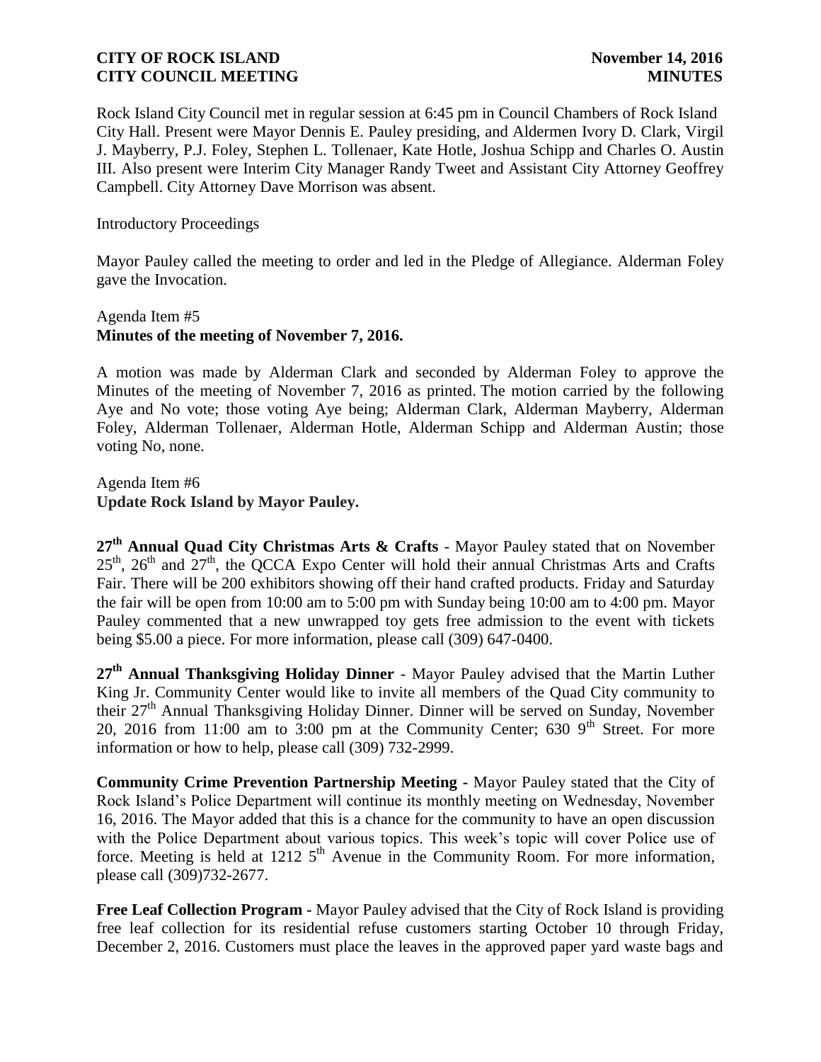Rock Island City Council met in regular session at 6:45 pm in Council Chambers of Rock Island City Hall. Present were Mayor Dennis E. Pauley presiding, and Aldermen Ivory D. Clark, Virgil J. Mayberry, P.J. Foley, Stephen L. Tollenaer, Kate Hotle, Joshua Schipp and Charles O. Austin III. Also present were Interim City Manager Randy Tweet and Assistant City Attorney Geoffrey Campbell. City Attorney Dave Morrison was absent.

Introductory Proceedings

Mayor Pauley called the meeting to order and led in the Pledge of Allegiance. Alderman Foley gave the Invocation.

Agenda Item #5
**Minutes of the meeting of November 7, 2016.**

A motion was made by Alderman Clark and seconded by Alderman Foley to approve the Minutes of the meeting of November 7, 2016 as printed. The motion carried by the following Aye and No vote; those voting Aye being; Alderman Clark, Alderman Mayberry, Alderman Foley, Alderman Tollenaer, Alderman Hotle, Alderman Schipp and Alderman Austin; those voting No, none.

Agenda Item #6
**Update Rock Island by Mayor Pauley.**

**27th Annual Quad City Christmas Arts & Crafts** - Mayor Pauley stated that on November 25th, 26th and 27th, the QCCA Expo Center will hold their annual Christmas Arts and Crafts Fair. There will be 200 exhibitors showing off their hand crafted products. Friday and Saturday the fair will be open from 10:00 am to 5:00 pm with Sunday being 10:00 am to 4:00 pm. Mayor Pauley commented that a new unwrapped toy gets free admission to the event with tickets being $5.00 a piece. For more information, please call (309) 647-0400.

**27th Annual Thanksgiving Holiday Dinner** - Mayor Pauley advised that the Martin Luther King Jr. Community Center would like to invite all members of the Quad City community to their 27th Annual Thanksgiving Holiday Dinner. Dinner will be served on Sunday, November 20, 2016 from 11:00 am to 3:00 pm at the Community Center; 630 9th Street. For more information or how to help, please call (309) 732-2999.

**Community Crime Prevention Partnership Meeting -** Mayor Pauley stated that the City of Rock Island's Police Department will continue its monthly meeting on Wednesday, November 16, 2016. The Mayor added that this is a chance for the community to have an open discussion with the Police Department about various topics. This week's topic will cover Police use of force. Meeting is held at 1212 5th Avenue in the Community Room. For more information, please call (309)732-2677.

**Free Leaf Collection Program -** Mayor Pauley advised that the City of Rock Island is providing free leaf collection for its residential refuse customers starting October 10 through Friday, December 2, 2016. Customers must place the leaves in the approved paper yard waste bags and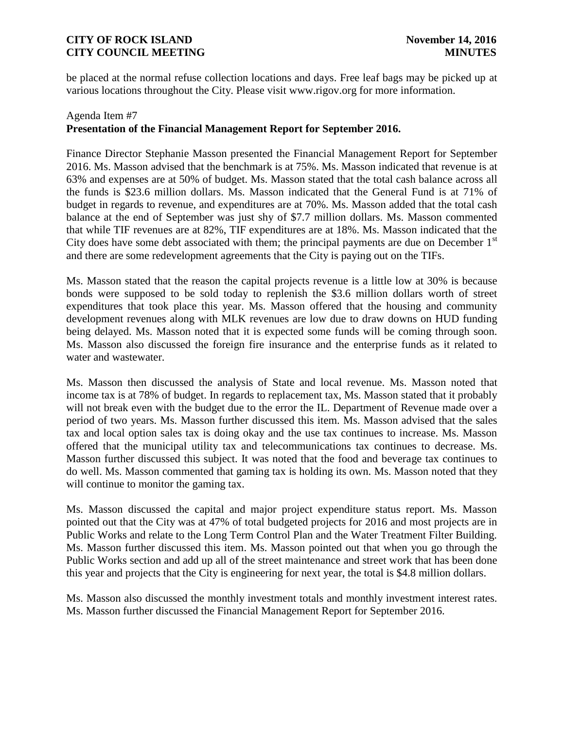be placed at the normal refuse collection locations and days. Free leaf bags may be picked up at various locations throughout the City. Please visit www.rigov.org for more information.

Agenda Item #7
**Presentation of the Financial Management Report for September 2016.**

Finance Director Stephanie Masson presented the Financial Management Report for September 2016. Ms. Masson advised that the benchmark is at 75%. Ms. Masson indicated that revenue is at 63% and expenses are at 50% of budget. Ms. Masson stated that the total cash balance across all the funds is $23.6 million dollars. Ms. Masson indicated that the General Fund is at 71% of budget in regards to revenue, and expenditures are at 70%. Ms. Masson added that the total cash balance at the end of September was just shy of $7.7 million dollars. Ms. Masson commented that while TIF revenues are at 82%, TIF expenditures are at 18%. Ms. Masson indicated that the City does have some debt associated with them; the principal payments are due on December 1st and there are some redevelopment agreements that the City is paying out on the TIFs.

Ms. Masson stated that the reason the capital projects revenue is a little low at 30% is because bonds were supposed to be sold today to replenish the $3.6 million dollars worth of street expenditures that took place this year. Ms. Masson offered that the housing and community development revenues along with MLK revenues are low due to draw downs on HUD funding being delayed. Ms. Masson noted that it is expected some funds will be coming through soon. Ms. Masson also discussed the foreign fire insurance and the enterprise funds as it related to water and wastewater.

Ms. Masson then discussed the analysis of State and local revenue. Ms. Masson noted that income tax is at 78% of budget. In regards to replacement tax, Ms. Masson stated that it probably will not break even with the budget due to the error the IL. Department of Revenue made over a period of two years. Ms. Masson further discussed this item. Ms. Masson advised that the sales tax and local option sales tax is doing okay and the use tax continues to increase. Ms. Masson offered that the municipal utility tax and telecommunications tax continues to decrease. Ms. Masson further discussed this subject. It was noted that the food and beverage tax continues to do well. Ms. Masson commented that gaming tax is holding its own. Ms. Masson noted that they will continue to monitor the gaming tax.

Ms. Masson discussed the capital and major project expenditure status report. Ms. Masson pointed out that the City was at 47% of total budgeted projects for 2016 and most projects are in Public Works and relate to the Long Term Control Plan and the Water Treatment Filter Building. Ms. Masson further discussed this item. Ms. Masson pointed out that when you go through the Public Works section and add up all of the street maintenance and street work that has been done this year and projects that the City is engineering for next year, the total is $4.8 million dollars.

Ms. Masson also discussed the monthly investment totals and monthly investment interest rates. Ms. Masson further discussed the Financial Management Report for September 2016.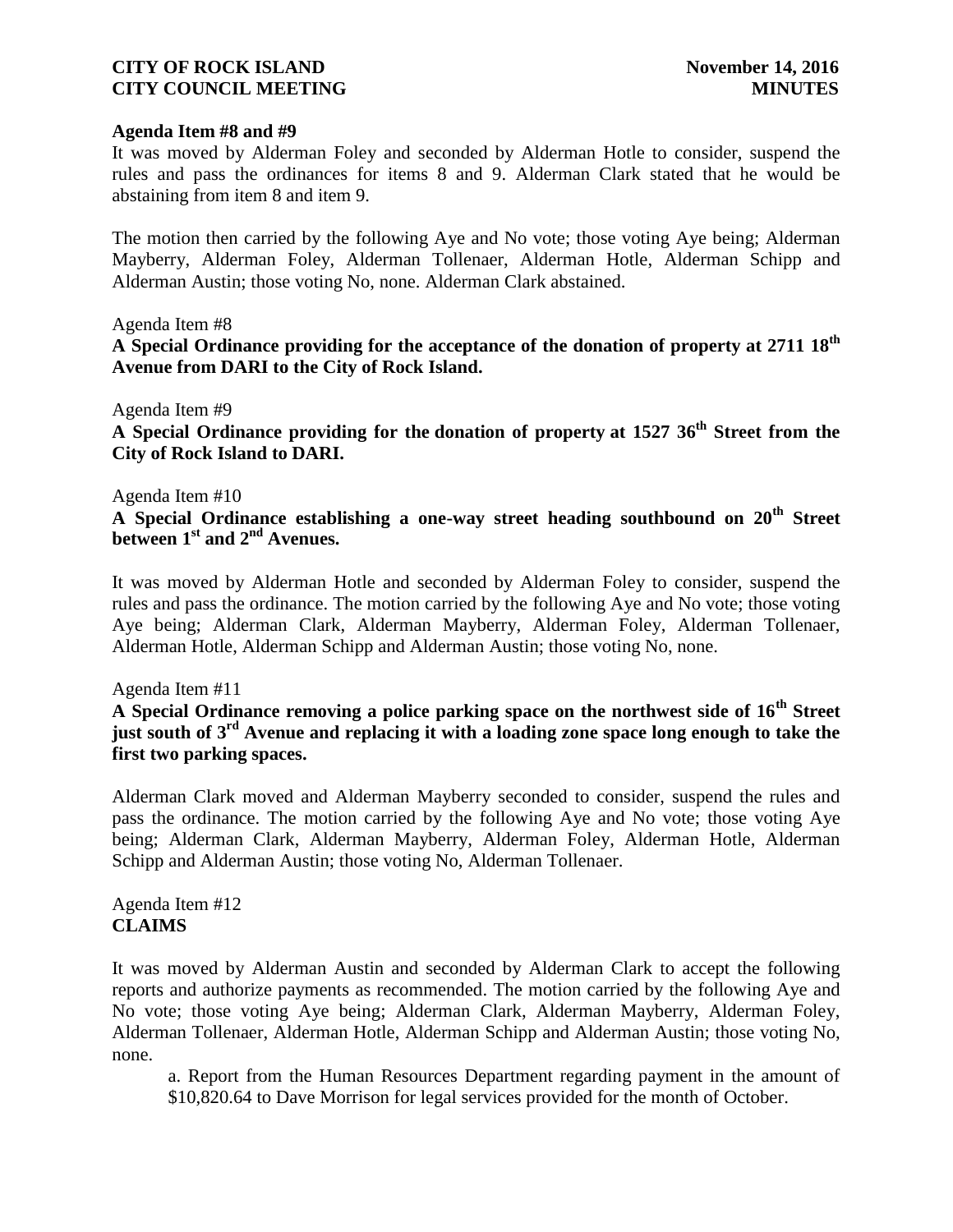**Agenda Item #8 and #9**

It was moved by Alderman Foley and seconded by Alderman Hotle to consider, suspend the rules and pass the ordinances for items 8 and 9. Alderman Clark stated that he would be abstaining from item 8 and item 9.

The motion then carried by the following Aye and No vote; those voting Aye being; Alderman Mayberry, Alderman Foley, Alderman Tollenaer, Alderman Hotle, Alderman Schipp and Alderman Austin; those voting No, none. Alderman Clark abstained.

Agenda Item #8

**A Special Ordinance providing for the acceptance of the donation of property at 2711 18th Avenue from DARI to the City of Rock Island.**

Agenda Item #9

**A Special Ordinance providing for the donation of property at 1527 36th Street from the City of Rock Island to DARI.**

Agenda Item #10

**A Special Ordinance establishing a one-way street heading southbound on 20th Street between 1st and 2nd Avenues.**

It was moved by Alderman Hotle and seconded by Alderman Foley to consider, suspend the rules and pass the ordinance. The motion carried by the following Aye and No vote; those voting Aye being; Alderman Clark, Alderman Mayberry, Alderman Foley, Alderman Tollenaer, Alderman Hotle, Alderman Schipp and Alderman Austin; those voting No, none.

Agenda Item #11

**A Special Ordinance removing a police parking space on the northwest side of 16th Street just south of 3rd Avenue and replacing it with a loading zone space long enough to take the first two parking spaces.**

Alderman Clark moved and Alderman Mayberry seconded to consider, suspend the rules and pass the ordinance. The motion carried by the following Aye and No vote; those voting Aye being; Alderman Clark, Alderman Mayberry, Alderman Foley, Alderman Hotle, Alderman Schipp and Alderman Austin; those voting No, Alderman Tollenaer.

Agenda Item #12

**CLAIMS**

It was moved by Alderman Austin and seconded by Alderman Clark to accept the following reports and authorize payments as recommended. The motion carried by the following Aye and No vote; those voting Aye being; Alderman Clark, Alderman Mayberry, Alderman Foley, Alderman Tollenaer, Alderman Hotle, Alderman Schipp and Alderman Austin; those voting No, none.

a. Report from the Human Resources Department regarding payment in the amount of $10,820.64 to Dave Morrison for legal services provided for the month of October.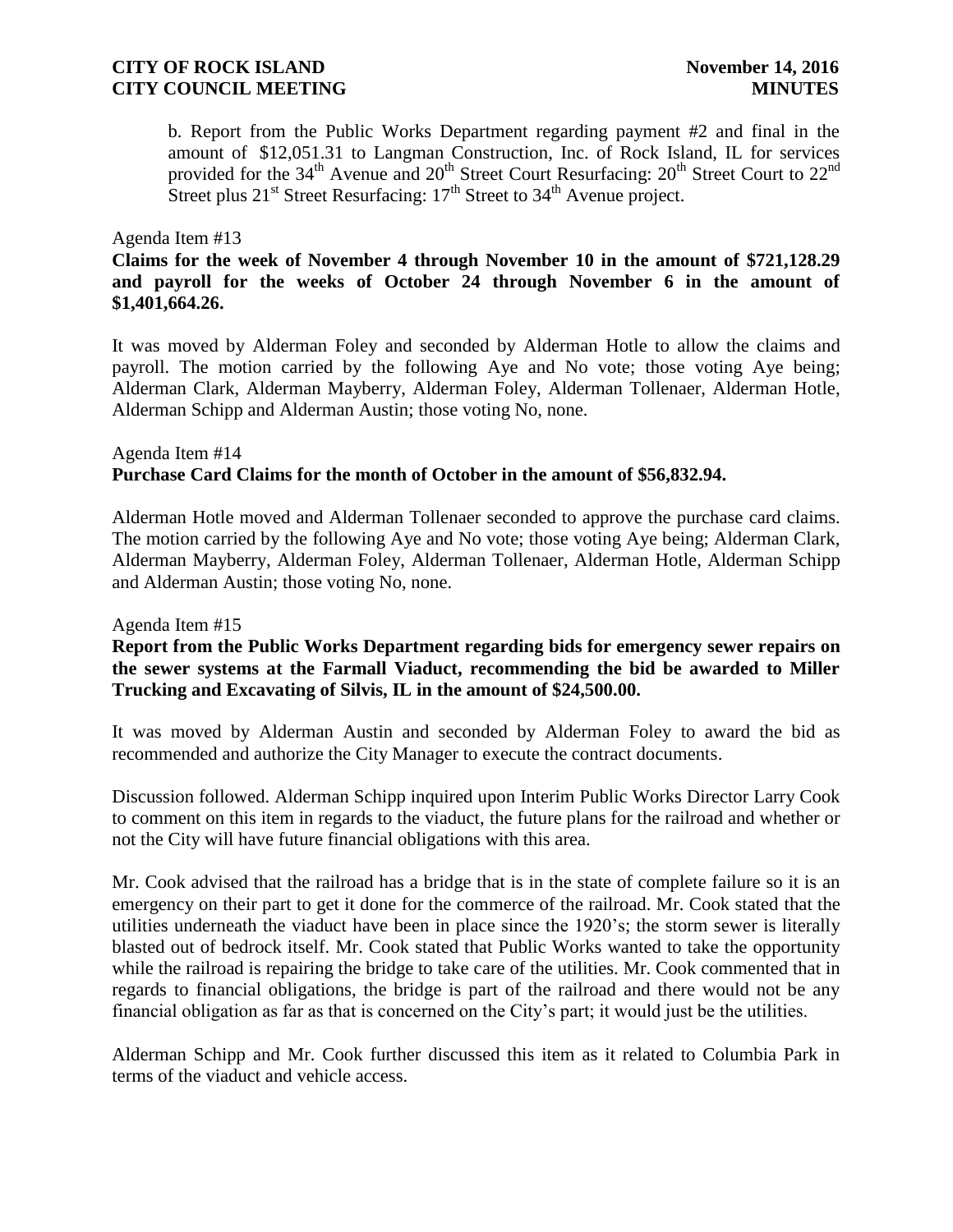b. Report from the Public Works Department regarding payment #2 and final in the amount of $12,051.31 to Langman Construction, Inc. of Rock Island, IL for services provided for the 34th Avenue and 20th Street Court Resurfacing: 20th Street Court to 22nd Street plus 21st Street Resurfacing: 17th Street to 34th Avenue project.

Agenda Item #13

**Claims for the week of November 4 through November 10 in the amount of $721,128.29 and payroll for the weeks of October 24 through November 6 in the amount of $1,401,664.26.**

It was moved by Alderman Foley and seconded by Alderman Hotle to allow the claims and payroll. The motion carried by the following Aye and No vote; those voting Aye being; Alderman Clark, Alderman Mayberry, Alderman Foley, Alderman Tollenaer, Alderman Hotle, Alderman Schipp and Alderman Austin; those voting No, none.

Agenda Item #14

**Purchase Card Claims for the month of October in the amount of $56,832.94.**

Alderman Hotle moved and Alderman Tollenaer seconded to approve the purchase card claims. The motion carried by the following Aye and No vote; those voting Aye being; Alderman Clark, Alderman Mayberry, Alderman Foley, Alderman Tollenaer, Alderman Hotle, Alderman Schipp and Alderman Austin; those voting No, none.

Agenda Item #15

**Report from the Public Works Department regarding bids for emergency sewer repairs on the sewer systems at the Farmall Viaduct, recommending the bid be awarded to Miller Trucking and Excavating of Silvis, IL in the amount of $24,500.00.**

It was moved by Alderman Austin and seconded by Alderman Foley to award the bid as recommended and authorize the City Manager to execute the contract documents.

Discussion followed. Alderman Schipp inquired upon Interim Public Works Director Larry Cook to comment on this item in regards to the viaduct, the future plans for the railroad and whether or not the City will have future financial obligations with this area.

Mr. Cook advised that the railroad has a bridge that is in the state of complete failure so it is an emergency on their part to get it done for the commerce of the railroad. Mr. Cook stated that the utilities underneath the viaduct have been in place since the 1920's; the storm sewer is literally blasted out of bedrock itself. Mr. Cook stated that Public Works wanted to take the opportunity while the railroad is repairing the bridge to take care of the utilities. Mr. Cook commented that in regards to financial obligations, the bridge is part of the railroad and there would not be any financial obligation as far as that is concerned on the City's part; it would just be the utilities.

Alderman Schipp and Mr. Cook further discussed this item as it related to Columbia Park in terms of the viaduct and vehicle access.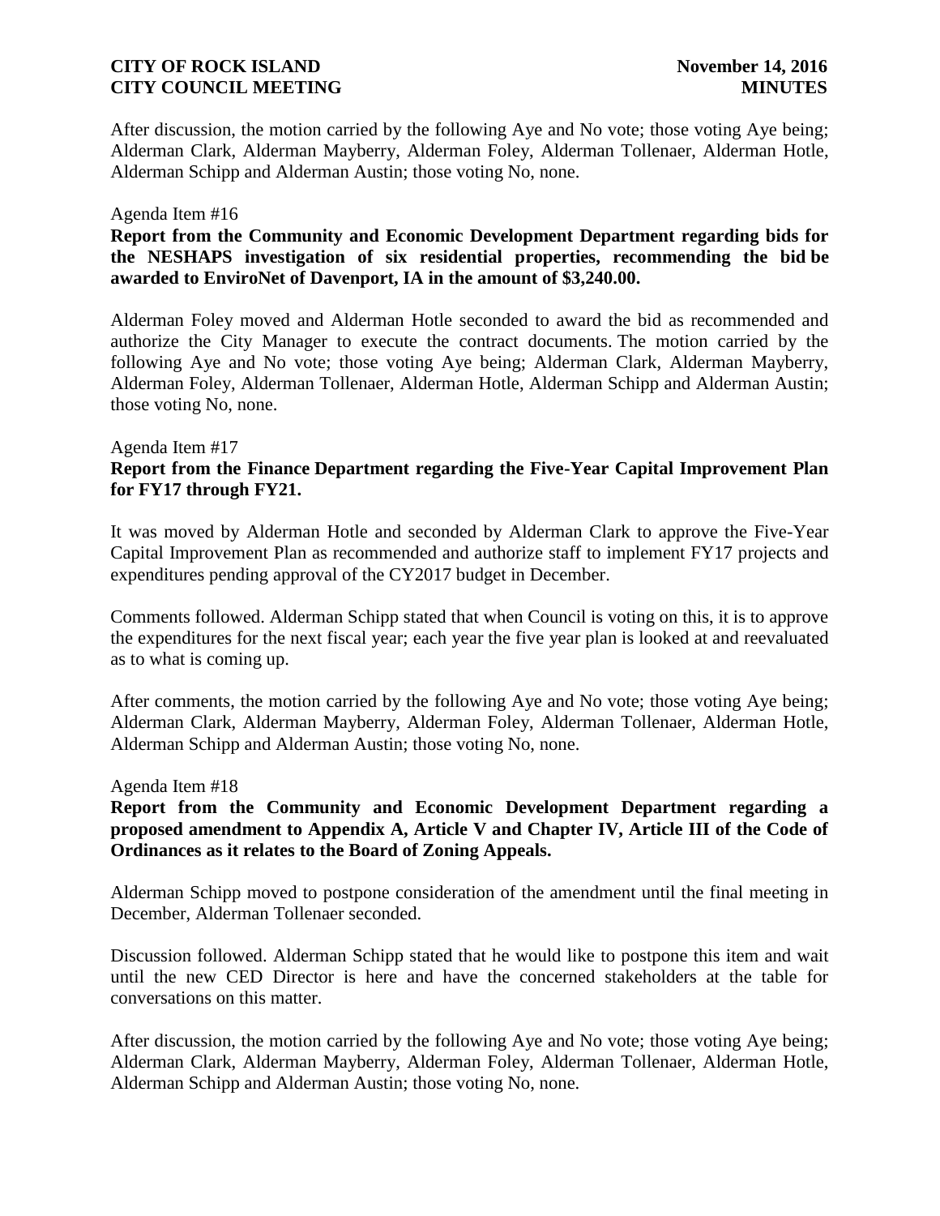After discussion, the motion carried by the following Aye and No vote; those voting Aye being; Alderman Clark, Alderman Mayberry, Alderman Foley, Alderman Tollenaer, Alderman Hotle, Alderman Schipp and Alderman Austin; those voting No, none.

Agenda Item #16

**Report from the Community and Economic Development Department regarding bids for the NESHAPS investigation of six residential properties, recommending the bid be awarded to EnviroNet of Davenport, IA in the amount of $3,240.00.**

Alderman Foley moved and Alderman Hotle seconded to award the bid as recommended and authorize the City Manager to execute the contract documents. The motion carried by the following Aye and No vote; those voting Aye being; Alderman Clark, Alderman Mayberry, Alderman Foley, Alderman Tollenaer, Alderman Hotle, Alderman Schipp and Alderman Austin; those voting No, none.

Agenda Item #17

**Report from the Finance Department regarding the Five-Year Capital Improvement Plan for FY17 through FY21.**

It was moved by Alderman Hotle and seconded by Alderman Clark to approve the Five-Year Capital Improvement Plan as recommended and authorize staff to implement FY17 projects and expenditures pending approval of the CY2017 budget in December.

Comments followed. Alderman Schipp stated that when Council is voting on this, it is to approve the expenditures for the next fiscal year; each year the five year plan is looked at and reevaluated as to what is coming up.

After comments, the motion carried by the following Aye and No vote; those voting Aye being; Alderman Clark, Alderman Mayberry, Alderman Foley, Alderman Tollenaer, Alderman Hotle, Alderman Schipp and Alderman Austin; those voting No, none.

Agenda Item #18

**Report from the Community and Economic Development Department regarding a proposed amendment to Appendix A, Article V and Chapter IV, Article III of the Code of Ordinances as it relates to the Board of Zoning Appeals.**

Alderman Schipp moved to postpone consideration of the amendment until the final meeting in December, Alderman Tollenaer seconded.

Discussion followed. Alderman Schipp stated that he would like to postpone this item and wait until the new CED Director is here and have the concerned stakeholders at the table for conversations on this matter.

After discussion, the motion carried by the following Aye and No vote; those voting Aye being; Alderman Clark, Alderman Mayberry, Alderman Foley, Alderman Tollenaer, Alderman Hotle, Alderman Schipp and Alderman Austin; those voting No, none.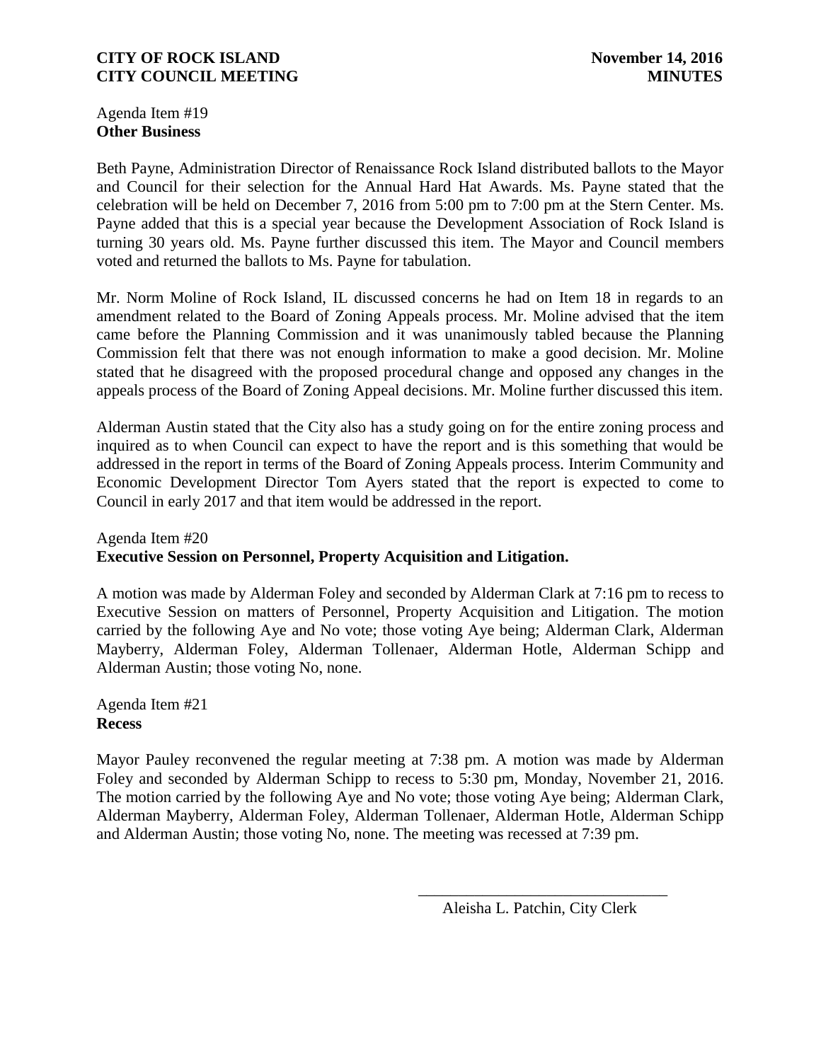Agenda Item #19
**Other Business**

Beth Payne, Administration Director of Renaissance Rock Island distributed ballots to the Mayor and Council for their selection for the Annual Hard Hat Awards. Ms. Payne stated that the celebration will be held on December 7, 2016 from 5:00 pm to 7:00 pm at the Stern Center. Ms. Payne added that this is a special year because the Development Association of Rock Island is turning 30 years old. Ms. Payne further discussed this item. The Mayor and Council members voted and returned the ballots to Ms. Payne for tabulation.

Mr. Norm Moline of Rock Island, IL discussed concerns he had on Item 18 in regards to an amendment related to the Board of Zoning Appeals process. Mr. Moline advised that the item came before the Planning Commission and it was unanimously tabled because the Planning Commission felt that there was not enough information to make a good decision. Mr. Moline stated that he disagreed with the proposed procedural change and opposed any changes in the appeals process of the Board of Zoning Appeal decisions. Mr. Moline further discussed this item.

Alderman Austin stated that the City also has a study going on for the entire zoning process and inquired as to when Council can expect to have the report and is this something that would be addressed in the report in terms of the Board of Zoning Appeals process. Interim Community and Economic Development Director Tom Ayers stated that the report is expected to come to Council in early 2017 and that item would be addressed in the report.

Agenda Item #20
**Executive Session on Personnel, Property Acquisition and Litigation.**

A motion was made by Alderman Foley and seconded by Alderman Clark at 7:16 pm to recess to Executive Session on matters of Personnel, Property Acquisition and Litigation. The motion carried by the following Aye and No vote; those voting Aye being; Alderman Clark, Alderman Mayberry, Alderman Foley, Alderman Tollenaer, Alderman Hotle, Alderman Schipp and Alderman Austin; those voting No, none.

Agenda Item #21
**Recess**

Mayor Pauley reconvened the regular meeting at 7:38 pm. A motion was made by Alderman Foley and seconded by Alderman Schipp to recess to 5:30 pm, Monday, November 21, 2016. The motion carried by the following Aye and No vote; those voting Aye being; Alderman Clark, Alderman Mayberry, Alderman Foley, Alderman Tollenaer, Alderman Hotle, Alderman Schipp and Alderman Austin; those voting No, none. The meeting was recessed at 7:39 pm.

\_\_\_\_\_\_\_\_\_\_\_\_\_\_\_\_\_\_\_\_\_\_\_\_\_\_\_\_\_\_\_\_
Aleisha L. Patchin, City Clerk